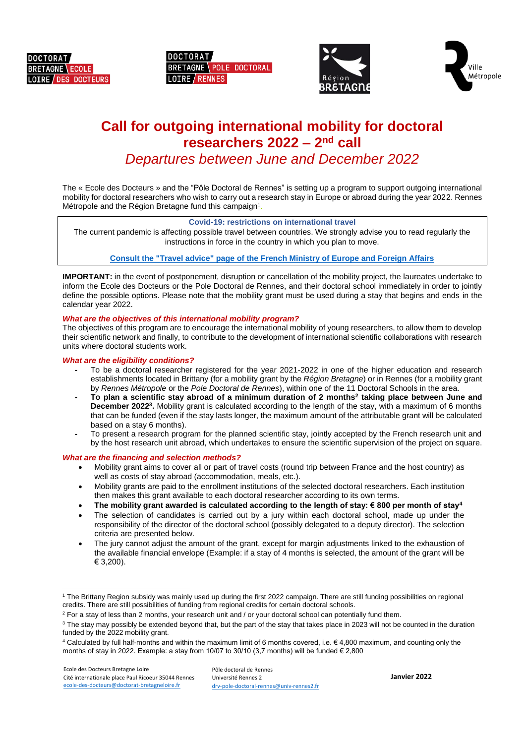# Call for outgoing international mobility for doctoral researchers 2022 – 2nd call

## *Departures between June and December 2022*

The « Ecole des Docteurs » and the "Pôle Doctoral de Rennes" is setting up a program to support outgoing international mobility for doctoral researchers who wish to carry out a research stay in Europe or abroad during the year 2022. Rennes Métropole and the Région Bretagne fund this campaign[1].

> **Covid-19: restrictions on international travel**
>
> The current pandemic is affecting possible travel between countries. We strongly advise you to read regularly the instructions in force in the country in which you plan to move.
>
> **Consult the "Travel advice" page of the French Ministry of Europe and Foreign Affairs**

**IMPORTANT:** in the event of postponement, disruption or cancellation of the mobility project, the laureates undertake to inform the Ecole des Docteurs or the Pole Doctoral de Rennes, and their doctoral school immediately in order to jointly define the possible options. Please note that the mobility grant must be used during a stay that begins and ends in the calendar year 2022.

### *What are the objectives of this international mobility program?*

The objectives of this program are to encourage the international mobility of young researchers, to allow them to develop their scientific network and finally, to contribute to the development of international scientific collaborations with research units where doctoral students work.

### *What are the eligibility conditions?*

- To be a doctoral researcher registered for the year 2021-2022 in one of the higher education and research establishments located in Brittany (for a mobility grant by the *Région Bretagne*) or in Rennes (for a mobility grant by *Rennes Métropole* or the *Pole Doctoral de Rennes*), within one of the 11 Doctoral Schools in the area.
- **To plan a scientific stay abroad of a minimum duration of 2 months[2] taking place between June and December 2022[3].** Mobility grant is calculated according to the length of the stay, with a maximum of 6 months that can be funded (even if the stay lasts longer, the maximum amount of the attributable grant will be calculated based on a stay 6 months).
- To present a research program for the planned scientific stay, jointly accepted by the French research unit and by the host research unit abroad, which undertakes to ensure the scientific supervision of the project on square.

### *What are the financing and selection methods?*

- Mobility grant aims to cover all or part of travel costs (round trip between France and the host country) as well as costs of stay abroad (accommodation, meals, etc.).
- Mobility grants are paid to the enrollment institutions of the selected doctoral researchers. Each institution then makes this grant available to each doctoral researcher according to its own terms.
- **The mobility grant awarded is calculated according to the length of stay: € 800 per month of stay[4]**
- The selection of candidates is carried out by a jury within each doctoral school, made up under the responsibility of the director of the doctoral school (possibly delegated to a deputy director). The selection criteria are presented below.
- The jury cannot adjust the amount of the grant, except for margin adjustments linked to the exhaustion of the available financial envelope (Example: if a stay of 4 months is selected, the amount of the grant will be € 3,200).

---

[1] The Brittany Region subsidy was mainly used up during the first 2022 campaign. There are still funding possibilities on regional credits. There are still possibilities of funding from regional credits for certain doctoral schools.

[2] For a stay of less than 2 months, your research unit and / or your doctoral school can potentially fund them.

[3] The stay may possibly be extended beyond that, but the part of the stay that takes place in 2023 will not be counted in the duration funded by the 2022 mobility grant.

[4] Calculated by full half-months and within the maximum limit of 6 months covered, i.e. € 4,800 maximum, and counting only the months of stay in 2022. Example: a stay from 10/07 to 30/10 (3,7 months) will be funded € 2,800

Ecole des Docteurs Bretagne Loire
Cité internationale place Paul Ricoeur 35044 Rennes
ecole-des-docteurs@doctorat-bretagneloire.fr

Pôle doctoral de Rennes
Université Rennes 2
drv-pole-doctoral-rennes@univ-rennes2.fr

**Janvier 2022**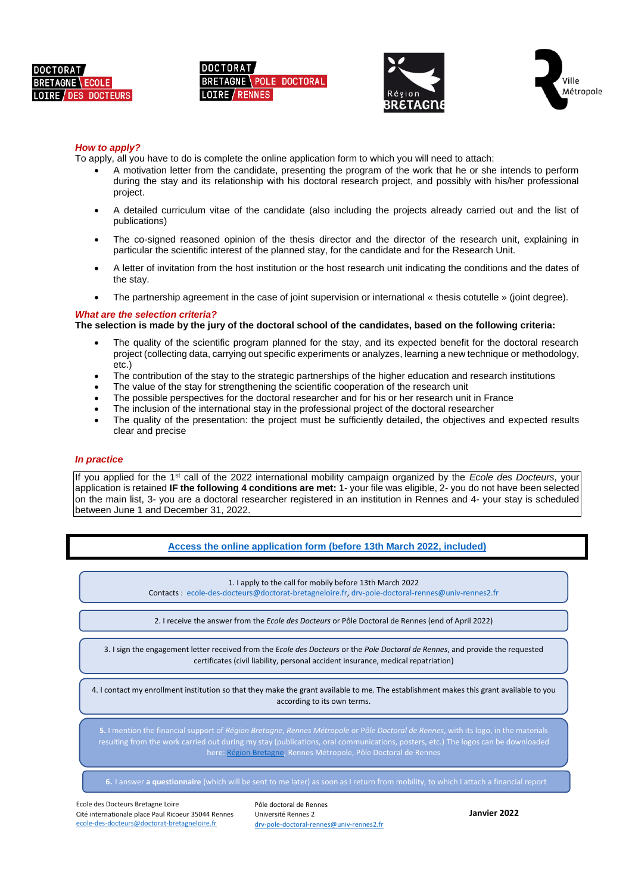### *How to apply?*

To apply, all you have to do is complete the online application form to which you will need to attach:

- A motivation letter from the candidate, presenting the program of the work that he or she intends to perform during the stay and its relationship with his doctoral research project, and possibly with his/her professional project.
- A detailed curriculum vitae of the candidate (also including the projects already carried out and the list of publications)
- The co-signed reasoned opinion of the thesis director and the director of the research unit, explaining in particular the scientific interest of the planned stay, for the candidate and for the Research Unit.
- A letter of invitation from the host institution or the host research unit indicating the conditions and the dates of the stay.
- The partnership agreement in the case of joint supervision or international « thesis cotutelle » (joint degree).

### *What are the selection criteria?*

**The selection is made by the jury of the doctoral school of the candidates, based on the following criteria:**

- The quality of the scientific program planned for the stay, and its expected benefit for the doctoral research project (collecting data, carrying out specific experiments or analyzes, learning a new technique or methodology, etc.)
- The contribution of the stay to the strategic partnerships of the higher education and research institutions
- The value of the stay for strengthening the scientific cooperation of the research unit
- The possible perspectives for the doctoral researcher and for his or her research unit in France
- The inclusion of the international stay in the professional project of the doctoral researcher
- The quality of the presentation: the project must be sufficiently detailed, the objectives and expected results clear and precise

### *In practice*

If you applied for the 1st call of the 2022 international mobility campaign organized by the *Ecole des Docteurs*, your application is retained **IF the following 4 conditions are met:** 1- your file was eligible, 2- you do not have been selected on the main list, 3- you are a doctoral researcher registered in an institution in Rennes and 4- your stay is scheduled between June 1 and December 31, 2022.

**Access the online application form (before 13th March 2022, included)**

1. I apply to the call for mobily before 13th March 2022
Contacts : ecole-des-docteurs@doctorat-bretagneloire.fr, drv-pole-doctoral-rennes@univ-rennes2.fr

2. I receive the answer from the *Ecole des Docteurs* or Pôle Doctoral de Rennes (end of April 2022)

3. I sign the engagement letter received from the *Ecole des Docteurs* or the *Pole Doctoral de Rennes*, and provide the requested certificates (civil liability, personal accident insurance, medical repatriation)

4. I contact my enrollment institution so that they make the grant available to me. The establishment makes this grant available to you according to its own terms.

**5.** I mention the financial support of *Région Bretagne*, *Rennes Métropole* or *Pôle Doctoral de Rennes*, with its logo, in the materials resulting from the work carried out during my stay (publications, oral communications, posters, etc.) The logos can be downloaded here: Région Bretagne, Rennes Métropole, Pôle Doctoral de Rennes

**6.** I answer **a questionnaire** (which will be sent to me later) as soon as I return from mobility, to which I attach a financial report

Ecole des Docteurs Bretagne Loire
Cité internationale place Paul Ricoeur 35044 Rennes
ecole-des-docteurs@doctorat-bretagneloire.fr

Pôle doctoral de Rennes
Université Rennes 2
drv-pole-doctoral-rennes@univ-rennes2.fr

**Janvier 2022**